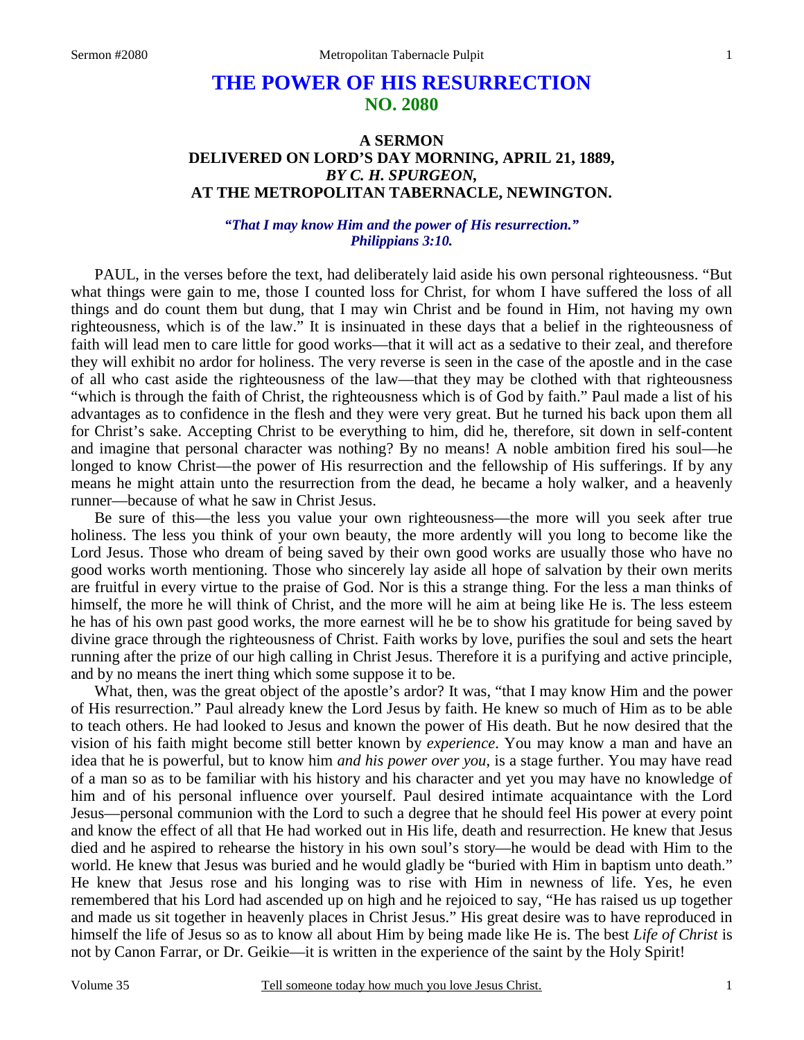# THE POWER OF HIS RESURRECTION
## NO. 2080

### A SERMON
### DELIVERED ON LORD'S DAY MORNING, APRIL 21, 1889,
### *BY C. H. SPURGEON,*
### AT THE METROPOLITAN TABERNACLE, NEWINGTON.

***"That I may know Him and the power of His resurrection."***
***Philippians 3:10.***

PAUL, in the verses before the text, had deliberately laid aside his own personal righteousness. "But what things were gain to me, those I counted loss for Christ, for whom I have suffered the loss of all things and do count them but dung, that I may win Christ and be found in Him, not having my own righteousness, which is of the law." It is insinuated in these days that a belief in the righteousness of faith will lead men to care little for good works—that it will act as a sedative to their zeal, and therefore they will exhibit no ardor for holiness. The very reverse is seen in the case of the apostle and in the case of all who cast aside the righteousness of the law—that they may be clothed with that righteousness "which is through the faith of Christ, the righteousness which is of God by faith." Paul made a list of his advantages as to confidence in the flesh and they were very great. But he turned his back upon them all for Christ's sake. Accepting Christ to be everything to him, did he, therefore, sit down in self-content and imagine that personal character was nothing? By no means! A noble ambition fired his soul—he longed to know Christ—the power of His resurrection and the fellowship of His sufferings. If by any means he might attain unto the resurrection from the dead, he became a holy walker, and a heavenly runner—because of what he saw in Christ Jesus.

Be sure of this—the less you value your own righteousness—the more will you seek after true holiness. The less you think of your own beauty, the more ardently will you long to become like the Lord Jesus. Those who dream of being saved by their own good works are usually those who have no good works worth mentioning. Those who sincerely lay aside all hope of salvation by their own merits are fruitful in every virtue to the praise of God. Nor is this a strange thing. For the less a man thinks of himself, the more he will think of Christ, and the more will he aim at being like He is. The less esteem he has of his own past good works, the more earnest will he be to show his gratitude for being saved by divine grace through the righteousness of Christ. Faith works by love, purifies the soul and sets the heart running after the prize of our high calling in Christ Jesus. Therefore it is a purifying and active principle, and by no means the inert thing which some suppose it to be.

What, then, was the great object of the apostle's ardor? It was, "that I may know Him and the power of His resurrection." Paul already knew the Lord Jesus by faith. He knew so much of Him as to be able to teach others. He had looked to Jesus and known the power of His death. But he now desired that the vision of his faith might become still better known by *experience*. You may know a man and have an idea that he is powerful, but to know him *and his power over you*, is a stage further. You may have read of a man so as to be familiar with his history and his character and yet you may have no knowledge of him and of his personal influence over yourself. Paul desired intimate acquaintance with the Lord Jesus—personal communion with the Lord to such a degree that he should feel His power at every point and know the effect of all that He had worked out in His life, death and resurrection. He knew that Jesus died and he aspired to rehearse the history in his own soul's story—he would be dead with Him to the world. He knew that Jesus was buried and he would gladly be "buried with Him in baptism unto death." He knew that Jesus rose and his longing was to rise with Him in newness of life. Yes, he even remembered that his Lord had ascended up on high and he rejoiced to say, "He has raised us up together and made us sit together in heavenly places in Christ Jesus." His great desire was to have reproduced in himself the life of Jesus so as to know all about Him by being made like He is. The best *Life of Christ* is not by Canon Farrar, or Dr. Geikie—it is written in the experience of the saint by the Holy Spirit!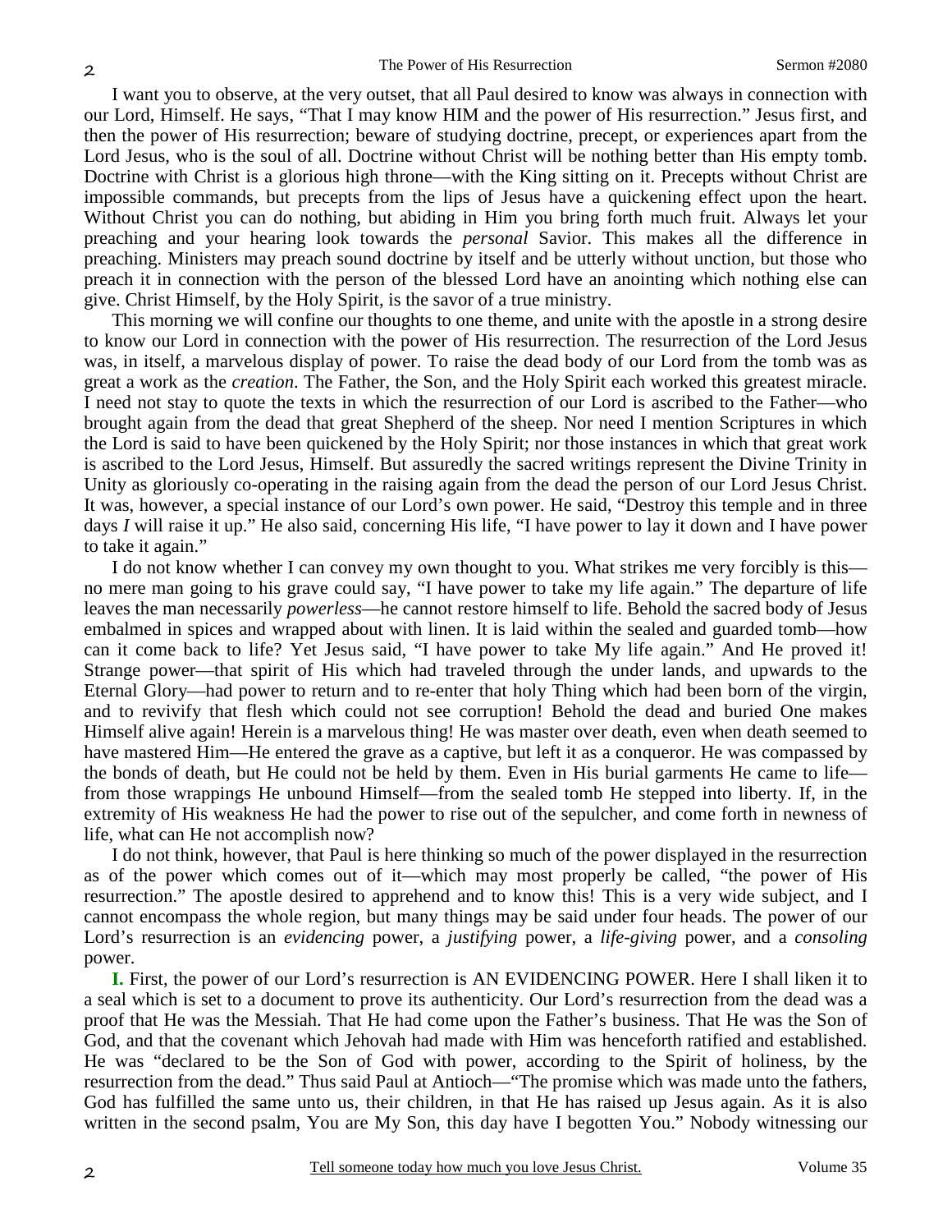I want you to observe, at the very outset, that all Paul desired to know was always in connection with our Lord, Himself. He says, "That I may know HIM and the power of His resurrection." Jesus first, and then the power of His resurrection; beware of studying doctrine, precept, or experiences apart from the Lord Jesus, who is the soul of all. Doctrine without Christ will be nothing better than His empty tomb. Doctrine with Christ is a glorious high throne—with the King sitting on it. Precepts without Christ are impossible commands, but precepts from the lips of Jesus have a quickening effect upon the heart. Without Christ you can do nothing, but abiding in Him you bring forth much fruit. Always let your preaching and your hearing look towards the *personal* Savior. This makes all the difference in preaching. Ministers may preach sound doctrine by itself and be utterly without unction, but those who preach it in connection with the person of the blessed Lord have an anointing which nothing else can give. Christ Himself, by the Holy Spirit, is the savor of a true ministry.

This morning we will confine our thoughts to one theme, and unite with the apostle in a strong desire to know our Lord in connection with the power of His resurrection. The resurrection of the Lord Jesus was, in itself, a marvelous display of power. To raise the dead body of our Lord from the tomb was as great a work as the *creation*. The Father, the Son, and the Holy Spirit each worked this greatest miracle. I need not stay to quote the texts in which the resurrection of our Lord is ascribed to the Father—who brought again from the dead that great Shepherd of the sheep. Nor need I mention Scriptures in which the Lord is said to have been quickened by the Holy Spirit; nor those instances in which that great work is ascribed to the Lord Jesus, Himself. But assuredly the sacred writings represent the Divine Trinity in Unity as gloriously co-operating in the raising again from the dead the person of our Lord Jesus Christ. It was, however, a special instance of our Lord's own power. He said, "Destroy this temple and in three days *I* will raise it up." He also said, concerning His life, "I have power to lay it down and I have power to take it again."

I do not know whether I can convey my own thought to you. What strikes me very forcibly is this—no mere man going to his grave could say, "I have power to take my life again." The departure of life leaves the man necessarily *powerless*—he cannot restore himself to life. Behold the sacred body of Jesus embalmed in spices and wrapped about with linen. It is laid within the sealed and guarded tomb—how can it come back to life? Yet Jesus said, "I have power to take My life again." And He proved it! Strange power—that spirit of His which had traveled through the under lands, and upwards to the Eternal Glory—had power to return and to re-enter that holy Thing which had been born of the virgin, and to revivify that flesh which could not see corruption! Behold the dead and buried One makes Himself alive again! Herein is a marvelous thing! He was master over death, even when death seemed to have mastered Him—He entered the grave as a captive, but left it as a conqueror. He was compassed by the bonds of death, but He could not be held by them. Even in His burial garments He came to life—from those wrappings He unbound Himself—from the sealed tomb He stepped into liberty. If, in the extremity of His weakness He had the power to rise out of the sepulcher, and come forth in newness of life, what can He not accomplish now?

I do not think, however, that Paul is here thinking so much of the power displayed in the resurrection as of the power which comes out of it—which may most properly be called, "the power of His resurrection." The apostle desired to apprehend and to know this! This is a very wide subject, and I cannot encompass the whole region, but many things may be said under four heads. The power of our Lord's resurrection is an *evidencing* power, a *justifying* power, a *life-giving* power, and a *consoling* power.

**I.** First, the power of our Lord's resurrection is AN EVIDENCING POWER. Here I shall liken it to a seal which is set to a document to prove its authenticity. Our Lord's resurrection from the dead was a proof that He was the Messiah. That He had come upon the Father's business. That He was the Son of God, and that the covenant which Jehovah had made with Him was henceforth ratified and established. He was "declared to be the Son of God with power, according to the Spirit of holiness, by the resurrection from the dead." Thus said Paul at Antioch—"The promise which was made unto the fathers, God has fulfilled the same unto us, their children, in that He has raised up Jesus again. As it is also written in the second psalm, You are My Son, this day have I begotten You." Nobody witnessing our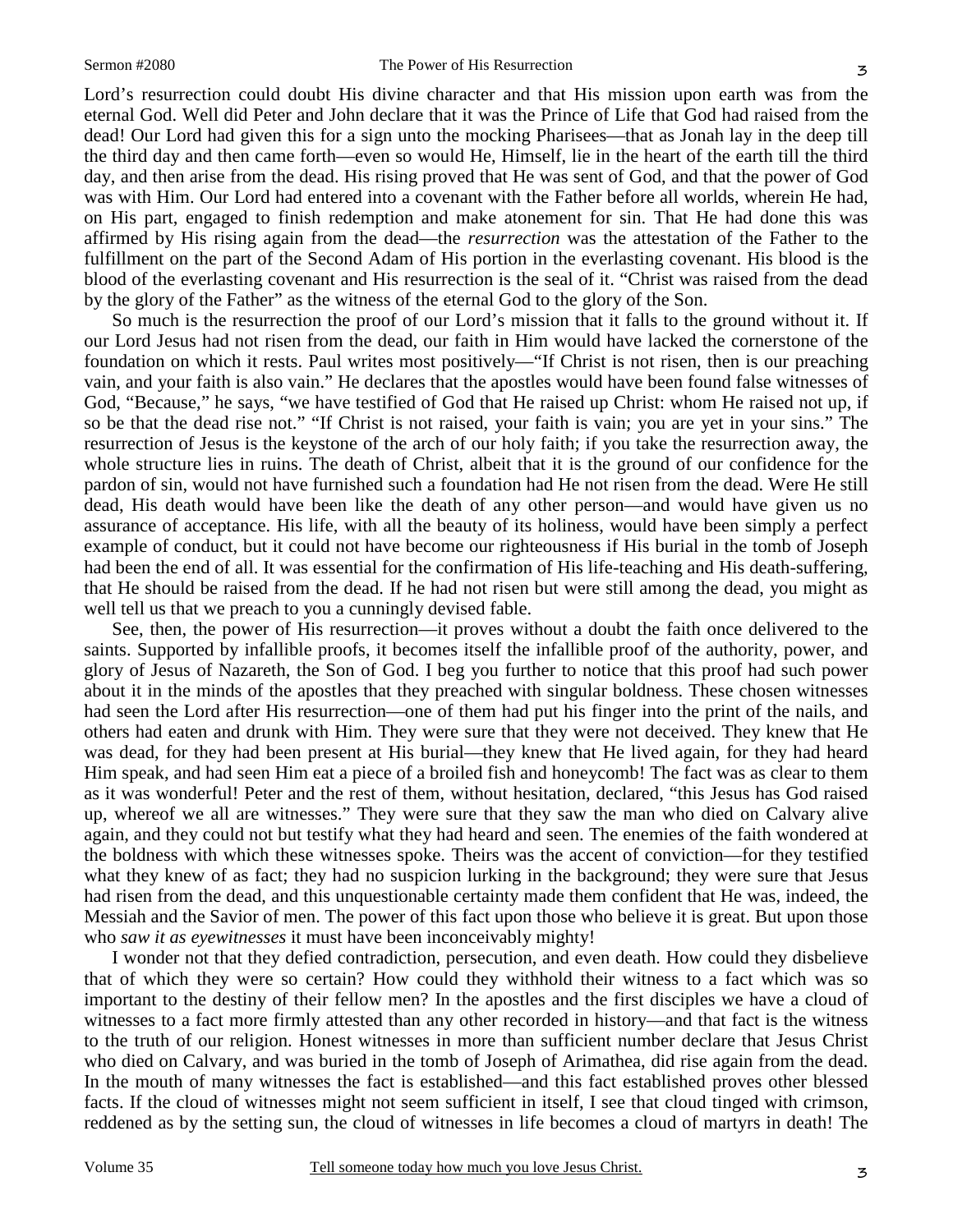Lord's resurrection could doubt His divine character and that His mission upon earth was from the eternal God. Well did Peter and John declare that it was the Prince of Life that God had raised from the dead! Our Lord had given this for a sign unto the mocking Pharisees—that as Jonah lay in the deep till the third day and then came forth—even so would He, Himself, lie in the heart of the earth till the third day, and then arise from the dead. His rising proved that He was sent of God, and that the power of God was with Him. Our Lord had entered into a covenant with the Father before all worlds, wherein He had, on His part, engaged to finish redemption and make atonement for sin. That He had done this was affirmed by His rising again from the dead—the *resurrection* was the attestation of the Father to the fulfillment on the part of the Second Adam of His portion in the everlasting covenant. His blood is the blood of the everlasting covenant and His resurrection is the seal of it. "Christ was raised from the dead by the glory of the Father" as the witness of the eternal God to the glory of the Son.

So much is the resurrection the proof of our Lord's mission that it falls to the ground without it. If our Lord Jesus had not risen from the dead, our faith in Him would have lacked the cornerstone of the foundation on which it rests. Paul writes most positively—"If Christ is not risen, then is our preaching vain, and your faith is also vain." He declares that the apostles would have been found false witnesses of God, "Because," he says, "we have testified of God that He raised up Christ: whom He raised not up, if so be that the dead rise not." "If Christ is not raised, your faith is vain; you are yet in your sins." The resurrection of Jesus is the keystone of the arch of our holy faith; if you take the resurrection away, the whole structure lies in ruins. The death of Christ, albeit that it is the ground of our confidence for the pardon of sin, would not have furnished such a foundation had He not risen from the dead. Were He still dead, His death would have been like the death of any other person—and would have given us no assurance of acceptance. His life, with all the beauty of its holiness, would have been simply a perfect example of conduct, but it could not have become our righteousness if His burial in the tomb of Joseph had been the end of all. It was essential for the confirmation of His life-teaching and His death-suffering, that He should be raised from the dead. If he had not risen but were still among the dead, you might as well tell us that we preach to you a cunningly devised fable.

See, then, the power of His resurrection—it proves without a doubt the faith once delivered to the saints. Supported by infallible proofs, it becomes itself the infallible proof of the authority, power, and glory of Jesus of Nazareth, the Son of God. I beg you further to notice that this proof had such power about it in the minds of the apostles that they preached with singular boldness. These chosen witnesses had seen the Lord after His resurrection—one of them had put his finger into the print of the nails, and others had eaten and drunk with Him. They were sure that they were not deceived. They knew that He was dead, for they had been present at His burial—they knew that He lived again, for they had heard Him speak, and had seen Him eat a piece of a broiled fish and honeycomb! The fact was as clear to them as it was wonderful! Peter and the rest of them, without hesitation, declared, "this Jesus has God raised up, whereof we all are witnesses." They were sure that they saw the man who died on Calvary alive again, and they could not but testify what they had heard and seen. The enemies of the faith wondered at the boldness with which these witnesses spoke. Theirs was the accent of conviction—for they testified what they knew of as fact; they had no suspicion lurking in the background; they were sure that Jesus had risen from the dead, and this unquestionable certainty made them confident that He was, indeed, the Messiah and the Savior of men. The power of this fact upon those who believe it is great. But upon those who *saw it as eyewitnesses* it must have been inconceivably mighty!

I wonder not that they defied contradiction, persecution, and even death. How could they disbelieve that of which they were so certain? How could they withhold their witness to a fact which was so important to the destiny of their fellow men? In the apostles and the first disciples we have a cloud of witnesses to a fact more firmly attested than any other recorded in history—and that fact is the witness to the truth of our religion. Honest witnesses in more than sufficient number declare that Jesus Christ who died on Calvary, and was buried in the tomb of Joseph of Arimathea, did rise again from the dead. In the mouth of many witnesses the fact is established—and this fact established proves other blessed facts. If the cloud of witnesses might not seem sufficient in itself, I see that cloud tinged with crimson, reddened as by the setting sun, the cloud of witnesses in life becomes a cloud of martyrs in death! The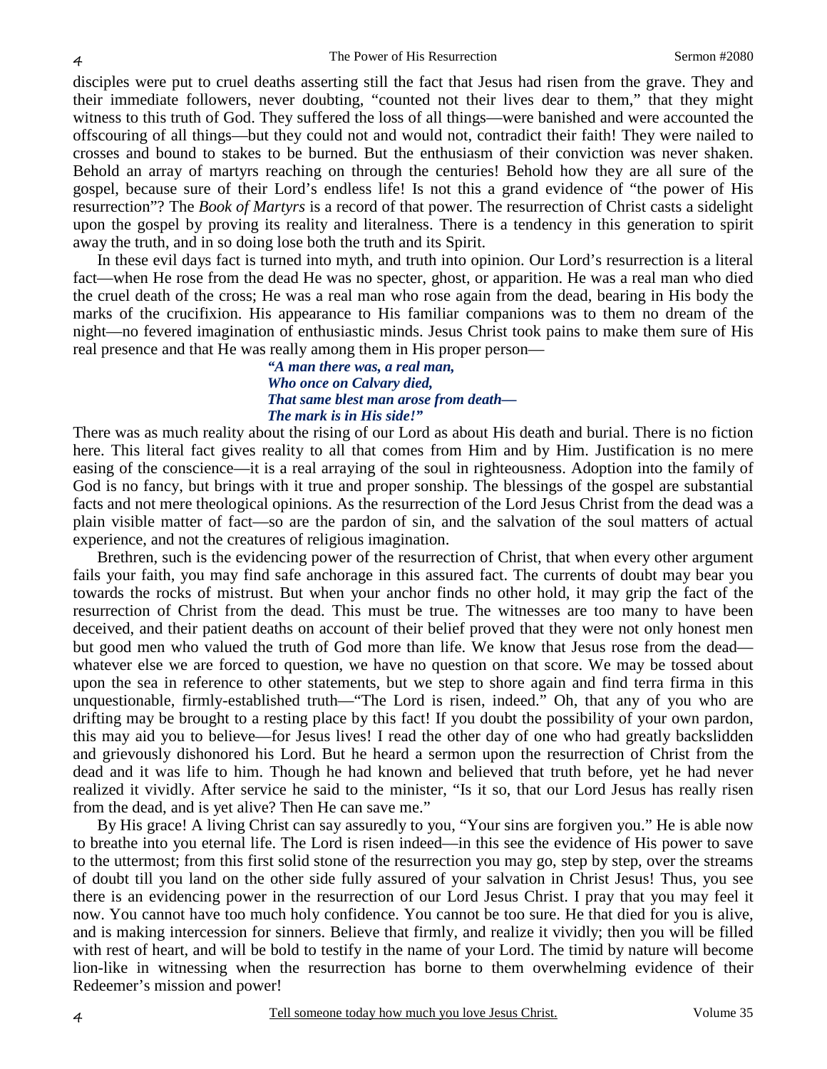disciples were put to cruel deaths asserting still the fact that Jesus had risen from the grave. They and their immediate followers, never doubting, "counted not their lives dear to them," that they might witness to this truth of God. They suffered the loss of all things—were banished and were accounted the offscouring of all things—but they could not and would not, contradict their faith! They were nailed to crosses and bound to stakes to be burned. But the enthusiasm of their conviction was never shaken. Behold an array of martyrs reaching on through the centuries! Behold how they are all sure of the gospel, because sure of their Lord's endless life! Is not this a grand evidence of "the power of His resurrection"? The *Book of Martyrs* is a record of that power. The resurrection of Christ casts a sidelight upon the gospel by proving its reality and literalness. There is a tendency in this generation to spirit away the truth, and in so doing lose both the truth and its Spirit.

In these evil days fact is turned into myth, and truth into opinion. Our Lord's resurrection is a literal fact—when He rose from the dead He was no specter, ghost, or apparition. He was a real man who died the cruel death of the cross; He was a real man who rose again from the dead, bearing in His body the marks of the crucifixion. His appearance to His familiar companions was to them no dream of the night—no fevered imagination of enthusiastic minds. Jesus Christ took pains to make them sure of His real presence and that He was really among them in His proper person—

> ***"A man there was, a real man,***
> ***Who once on Calvary died,***
> ***That same blest man arose from death—***
> ***The mark is in His side!"***

There was as much reality about the rising of our Lord as about His death and burial. There is no fiction here. This literal fact gives reality to all that comes from Him and by Him. Justification is no mere easing of the conscience—it is a real arraying of the soul in righteousness. Adoption into the family of God is no fancy, but brings with it true and proper sonship. The blessings of the gospel are substantial facts and not mere theological opinions. As the resurrection of the Lord Jesus Christ from the dead was a plain visible matter of fact—so are the pardon of sin, and the salvation of the soul matters of actual experience, and not the creatures of religious imagination.

Brethren, such is the evidencing power of the resurrection of Christ, that when every other argument fails your faith, you may find safe anchorage in this assured fact. The currents of doubt may bear you towards the rocks of mistrust. But when your anchor finds no other hold, it may grip the fact of the resurrection of Christ from the dead. This must be true. The witnesses are too many to have been deceived, and their patient deaths on account of their belief proved that they were not only honest men but good men who valued the truth of God more than life. We know that Jesus rose from the dead—whatever else we are forced to question, we have no question on that score. We may be tossed about upon the sea in reference to other statements, but we step to shore again and find terra firma in this unquestionable, firmly-established truth—"The Lord is risen, indeed." Oh, that any of you who are drifting may be brought to a resting place by this fact! If you doubt the possibility of your own pardon, this may aid you to believe—for Jesus lives! I read the other day of one who had greatly backslidden and grievously dishonored his Lord. But he heard a sermon upon the resurrection of Christ from the dead and it was life to him. Though he had known and believed that truth before, yet he had never realized it vividly. After service he said to the minister, "Is it so, that our Lord Jesus has really risen from the dead, and is yet alive? Then He can save me."

By His grace! A living Christ can say assuredly to you, "Your sins are forgiven you." He is able now to breathe into you eternal life. The Lord is risen indeed—in this see the evidence of His power to save to the uttermost; from this first solid stone of the resurrection you may go, step by step, over the streams of doubt till you land on the other side fully assured of your salvation in Christ Jesus! Thus, you see there is an evidencing power in the resurrection of our Lord Jesus Christ. I pray that you may feel it now. You cannot have too much holy confidence. You cannot be too sure. He that died for you is alive, and is making intercession for sinners. Believe that firmly, and realize it vividly; then you will be filled with rest of heart, and will be bold to testify in the name of your Lord. The timid by nature will become lion-like in witnessing when the resurrection has borne to them overwhelming evidence of their Redeemer's mission and power!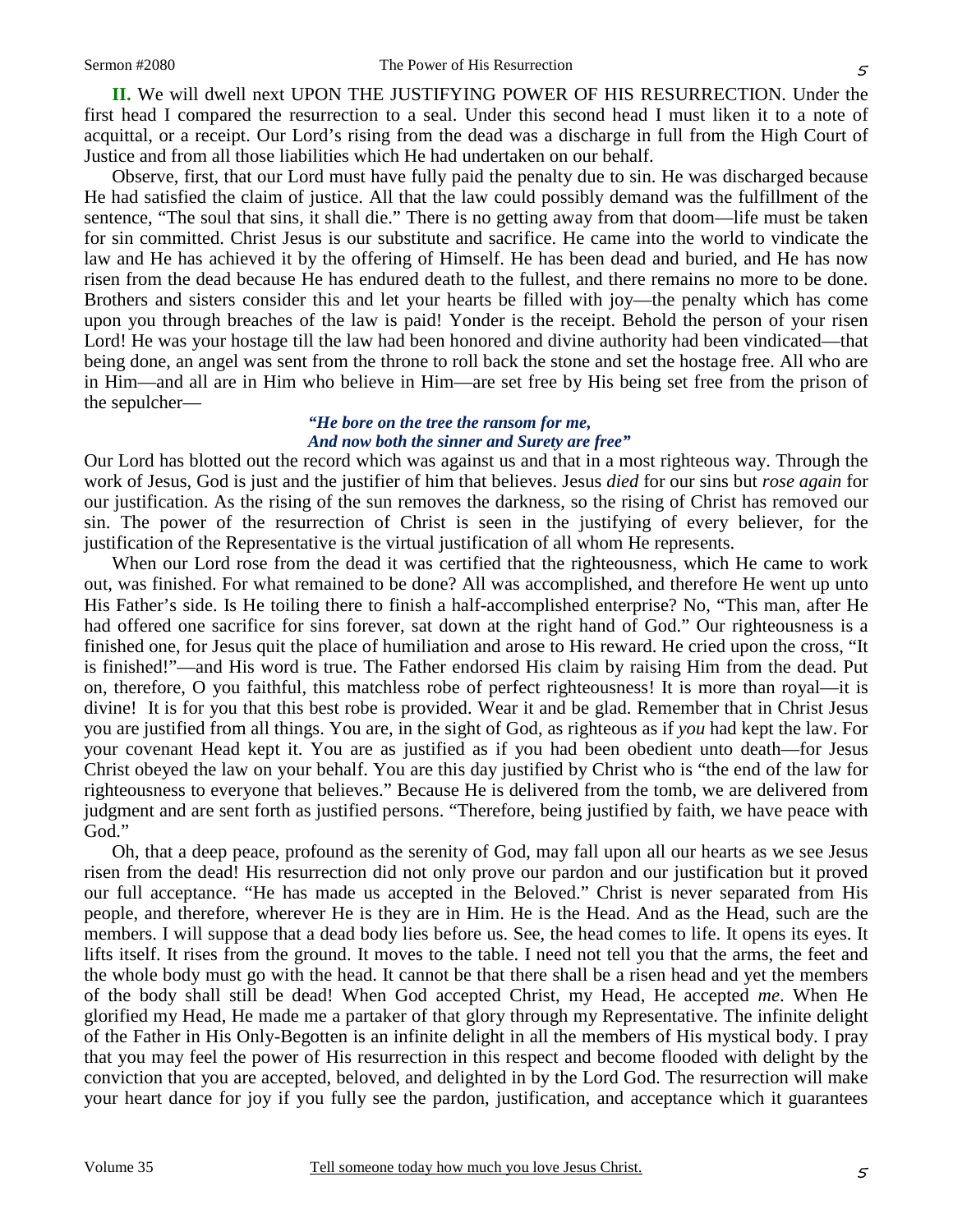**II.** We will dwell next UPON THE JUSTIFYING POWER OF HIS RESURRECTION. Under the first head I compared the resurrection to a seal. Under this second head I must liken it to a note of acquittal, or a receipt. Our Lord's rising from the dead was a discharge in full from the High Court of Justice and from all those liabilities which He had undertaken on our behalf.

Observe, first, that our Lord must have fully paid the penalty due to sin. He was discharged because He had satisfied the claim of justice. All that the law could possibly demand was the fulfillment of the sentence, "The soul that sins, it shall die." There is no getting away from that doom—life must be taken for sin committed. Christ Jesus is our substitute and sacrifice. He came into the world to vindicate the law and He has achieved it by the offering of Himself. He has been dead and buried, and He has now risen from the dead because He has endured death to the fullest, and there remains no more to be done. Brothers and sisters consider this and let your hearts be filled with joy—the penalty which has come upon you through breaches of the law is paid! Yonder is the receipt. Behold the person of your risen Lord! He was your hostage till the law had been honored and divine authority had been vindicated—that being done, an angel was sent from the throne to roll back the stone and set the hostage free. All who are in Him—and all are in Him who believe in Him—are set free by His being set free from the prison of the sepulcher—

> ***"He bore on the tree the ransom for me,***
> ***And now both the sinner and Surety are free"***

Our Lord has blotted out the record which was against us and that in a most righteous way. Through the work of Jesus, God is just and the justifier of him that believes. Jesus *died* for our sins but *rose again* for our justification. As the rising of the sun removes the darkness, so the rising of Christ has removed our sin. The power of the resurrection of Christ is seen in the justifying of every believer, for the justification of the Representative is the virtual justification of all whom He represents.

When our Lord rose from the dead it was certified that the righteousness, which He came to work out, was finished. For what remained to be done? All was accomplished, and therefore He went up unto His Father's side. Is He toiling there to finish a half-accomplished enterprise? No, "This man, after He had offered one sacrifice for sins forever, sat down at the right hand of God." Our righteousness is a finished one, for Jesus quit the place of humiliation and arose to His reward. He cried upon the cross, "It is finished!"—and His word is true. The Father endorsed His claim by raising Him from the dead. Put on, therefore, O you faithful, this matchless robe of perfect righteousness! It is more than royal—it is divine! It is for you that this best robe is provided. Wear it and be glad. Remember that in Christ Jesus you are justified from all things. You are, in the sight of God, as righteous as if *you* had kept the law. For your covenant Head kept it. You are as justified as if you had been obedient unto death—for Jesus Christ obeyed the law on your behalf. You are this day justified by Christ who is "the end of the law for righteousness to everyone that believes." Because He is delivered from the tomb, we are delivered from judgment and are sent forth as justified persons. "Therefore, being justified by faith, we have peace with God."

Oh, that a deep peace, profound as the serenity of God, may fall upon all our hearts as we see Jesus risen from the dead! His resurrection did not only prove our pardon and our justification but it proved our full acceptance. "He has made us accepted in the Beloved." Christ is never separated from His people, and therefore, wherever He is they are in Him. He is the Head. And as the Head, such are the members. I will suppose that a dead body lies before us. See, the head comes to life. It opens its eyes. It lifts itself. It rises from the ground. It moves to the table. I need not tell you that the arms, the feet and the whole body must go with the head. It cannot be that there shall be a risen head and yet the members of the body shall still be dead! When God accepted Christ, my Head, He accepted *me*. When He glorified my Head, He made me a partaker of that glory through my Representative. The infinite delight of the Father in His Only-Begotten is an infinite delight in all the members of His mystical body. I pray that you may feel the power of His resurrection in this respect and become flooded with delight by the conviction that you are accepted, beloved, and delighted in by the Lord God. The resurrection will make your heart dance for joy if you fully see the pardon, justification, and acceptance which it guarantees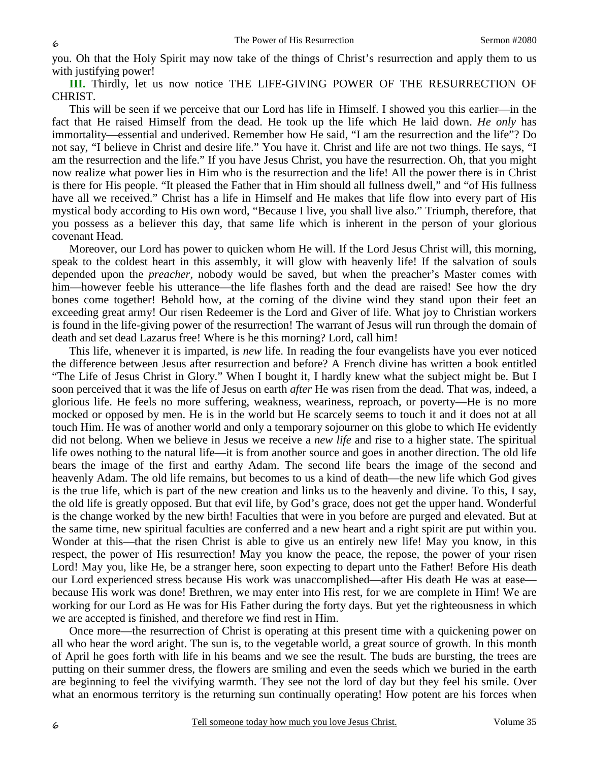you. Oh that the Holy Spirit may now take of the things of Christ's resurrection and apply them to us with justifying power!

**III.** Thirdly, let us now notice THE LIFE-GIVING POWER OF THE RESURRECTION OF CHRIST.

This will be seen if we perceive that our Lord has life in Himself. I showed you this earlier—in the fact that He raised Himself from the dead. He took up the life which He laid down. *He only* has immortality—essential and underived. Remember how He said, "I am the resurrection and the life"? Do not say, "I believe in Christ and desire life." You have it. Christ and life are not two things. He says, "I am the resurrection and the life." If you have Jesus Christ, you have the resurrection. Oh, that you might now realize what power lies in Him who is the resurrection and the life! All the power there is in Christ is there for His people. "It pleased the Father that in Him should all fullness dwell," and "of His fullness have all we received." Christ has a life in Himself and He makes that life flow into every part of His mystical body according to His own word, "Because I live, you shall live also." Triumph, therefore, that you possess as a believer this day, that same life which is inherent in the person of your glorious covenant Head.

Moreover, our Lord has power to quicken whom He will. If the Lord Jesus Christ will, this morning, speak to the coldest heart in this assembly, it will glow with heavenly life! If the salvation of souls depended upon the *preacher,* nobody would be saved, but when the preacher's Master comes with him—however feeble his utterance—the life flashes forth and the dead are raised! See how the dry bones come together! Behold how, at the coming of the divine wind they stand upon their feet an exceeding great army! Our risen Redeemer is the Lord and Giver of life. What joy to Christian workers is found in the life-giving power of the resurrection! The warrant of Jesus will run through the domain of death and set dead Lazarus free! Where is he this morning? Lord, call him!

This life, whenever it is imparted, is *new* life. In reading the four evangelists have you ever noticed the difference between Jesus after resurrection and before? A French divine has written a book entitled "The Life of Jesus Christ in Glory." When I bought it, I hardly knew what the subject might be. But I soon perceived that it was the life of Jesus on earth *after* He was risen from the dead. That was, indeed, a glorious life. He feels no more suffering, weakness, weariness, reproach, or poverty—He is no more mocked or opposed by men. He is in the world but He scarcely seems to touch it and it does not at all touch Him. He was of another world and only a temporary sojourner on this globe to which He evidently did not belong. When we believe in Jesus we receive a *new life* and rise to a higher state. The spiritual life owes nothing to the natural life—it is from another source and goes in another direction. The old life bears the image of the first and earthy Adam. The second life bears the image of the second and heavenly Adam. The old life remains, but becomes to us a kind of death—the new life which God gives is the true life, which is part of the new creation and links us to the heavenly and divine. To this, I say, the old life is greatly opposed. But that evil life, by God's grace, does not get the upper hand. Wonderful is the change worked by the new birth! Faculties that were in you before are purged and elevated. But at the same time, new spiritual faculties are conferred and a new heart and a right spirit are put within you. Wonder at this—that the risen Christ is able to give us an entirely new life! May you know, in this respect, the power of His resurrection! May you know the peace, the repose, the power of your risen Lord! May you, like He, be a stranger here, soon expecting to depart unto the Father! Before His death our Lord experienced stress because His work was unaccomplished—after His death He was at ease—because His work was done! Brethren, we may enter into His rest, for we are complete in Him! We are working for our Lord as He was for His Father during the forty days. But yet the righteousness in which we are accepted is finished, and therefore we find rest in Him.

Once more—the resurrection of Christ is operating at this present time with a quickening power on all who hear the word aright. The sun is, to the vegetable world, a great source of growth. In this month of April he goes forth with life in his beams and we see the result. The buds are bursting, the trees are putting on their summer dress, the flowers are smiling and even the seeds which we buried in the earth are beginning to feel the vivifying warmth. They see not the lord of day but they feel his smile. Over what an enormous territory is the returning sun continually operating! How potent are his forces when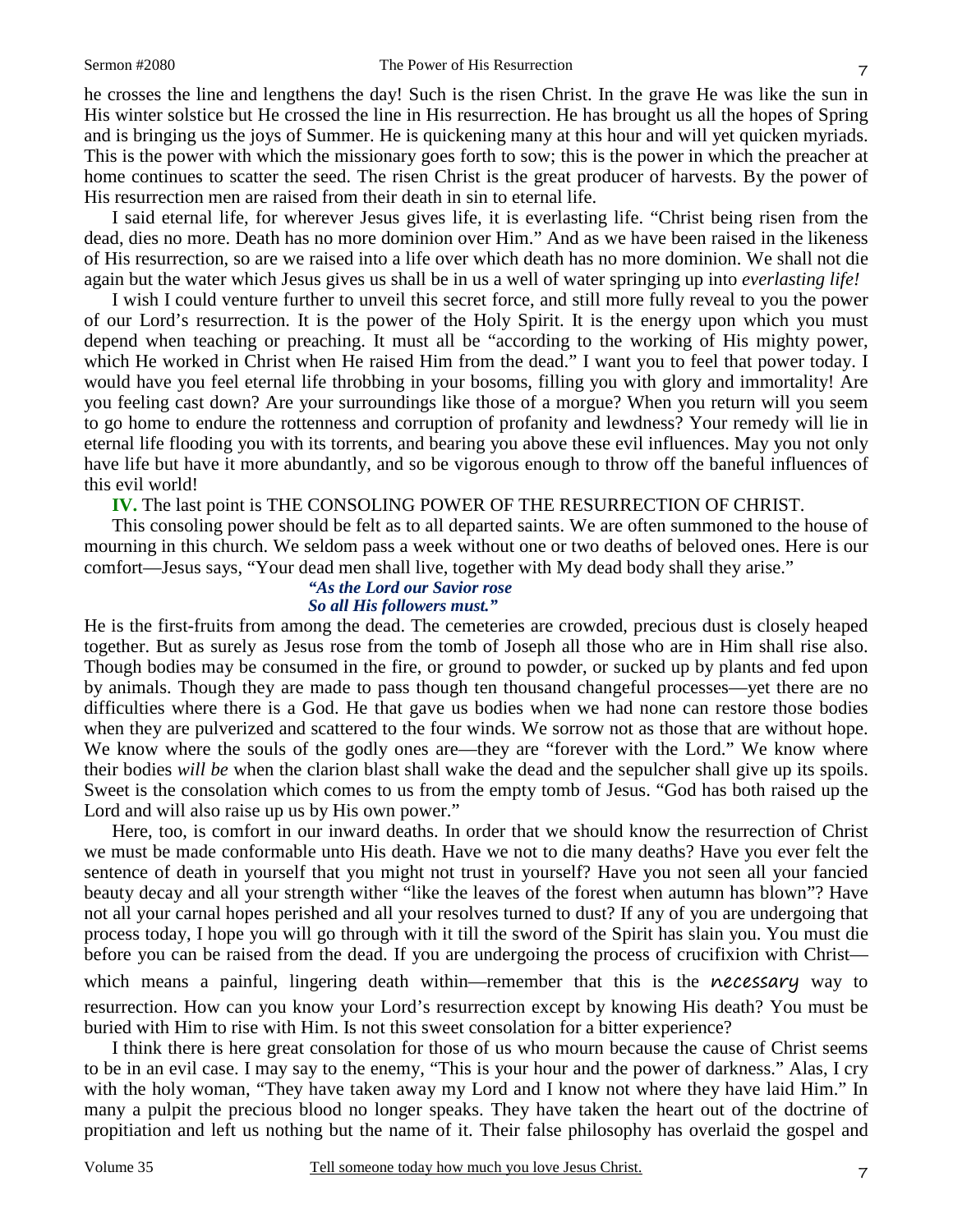he crosses the line and lengthens the day! Such is the risen Christ. In the grave He was like the sun in His winter solstice but He crossed the line in His resurrection. He has brought us all the hopes of Spring and is bringing us the joys of Summer. He is quickening many at this hour and will yet quicken myriads. This is the power with which the missionary goes forth to sow; this is the power in which the preacher at home continues to scatter the seed. The risen Christ is the great producer of harvests. By the power of His resurrection men are raised from their death in sin to eternal life.

I said eternal life, for wherever Jesus gives life, it is everlasting life. "Christ being risen from the dead, dies no more. Death has no more dominion over Him." And as we have been raised in the likeness of His resurrection, so are we raised into a life over which death has no more dominion. We shall not die again but the water which Jesus gives us shall be in us a well of water springing up into *everlasting life!*

I wish I could venture further to unveil this secret force, and still more fully reveal to you the power of our Lord's resurrection. It is the power of the Holy Spirit. It is the energy upon which you must depend when teaching or preaching. It must all be "according to the working of His mighty power, which He worked in Christ when He raised Him from the dead." I want you to feel that power today. I would have you feel eternal life throbbing in your bosoms, filling you with glory and immortality! Are you feeling cast down? Are your surroundings like those of a morgue? When you return will you seem to go home to endure the rottenness and corruption of profanity and lewdness? Your remedy will lie in eternal life flooding you with its torrents, and bearing you above these evil influences. May you not only have life but have it more abundantly, and so be vigorous enough to throw off the baneful influences of this evil world!

**IV.** The last point is THE CONSOLING POWER OF THE RESURRECTION OF CHRIST.

This consoling power should be felt as to all departed saints. We are often summoned to the house of mourning in this church. We seldom pass a week without one or two deaths of beloved ones. Here is our comfort—Jesus says, "Your dead men shall live, together with My dead body shall they arise."

> ***"As the Lord our Savior rose***
> ***So all His followers must."***

He is the first-fruits from among the dead. The cemeteries are crowded, precious dust is closely heaped together. But as surely as Jesus rose from the tomb of Joseph all those who are in Him shall rise also. Though bodies may be consumed in the fire, or ground to powder, or sucked up by plants and fed upon by animals. Though they are made to pass though ten thousand changeful processes—yet there are no difficulties where there is a God. He that gave us bodies when we had none can restore those bodies when they are pulverized and scattered to the four winds. We sorrow not as those that are without hope. We know where the souls of the godly ones are—they are "forever with the Lord." We know where their bodies *will be* when the clarion blast shall wake the dead and the sepulcher shall give up its spoils. Sweet is the consolation which comes to us from the empty tomb of Jesus. "God has both raised up the Lord and will also raise up us by His own power."

Here, too, is comfort in our inward deaths. In order that we should know the resurrection of Christ we must be made conformable unto His death. Have we not to die many deaths? Have you ever felt the sentence of death in yourself that you might not trust in yourself? Have you not seen all your fancied beauty decay and all your strength wither "like the leaves of the forest when autumn has blown"? Have not all your carnal hopes perished and all your resolves turned to dust? If any of you are undergoing that process today, I hope you will go through with it till the sword of the Spirit has slain you. You must die before you can be raised from the dead. If you are undergoing the process of crucifixion with Christ—which means a painful, lingering death within—remember that this is the *necessary* way to resurrection. How can you know your Lord's resurrection except by knowing His death? You must be buried with Him to rise with Him. Is not this sweet consolation for a bitter experience?

I think there is here great consolation for those of us who mourn because the cause of Christ seems to be in an evil case. I may say to the enemy, "This is your hour and the power of darkness." Alas, I cry with the holy woman, "They have taken away my Lord and I know not where they have laid Him." In many a pulpit the precious blood no longer speaks. They have taken the heart out of the doctrine of propitiation and left us nothing but the name of it. Their false philosophy has overlaid the gospel and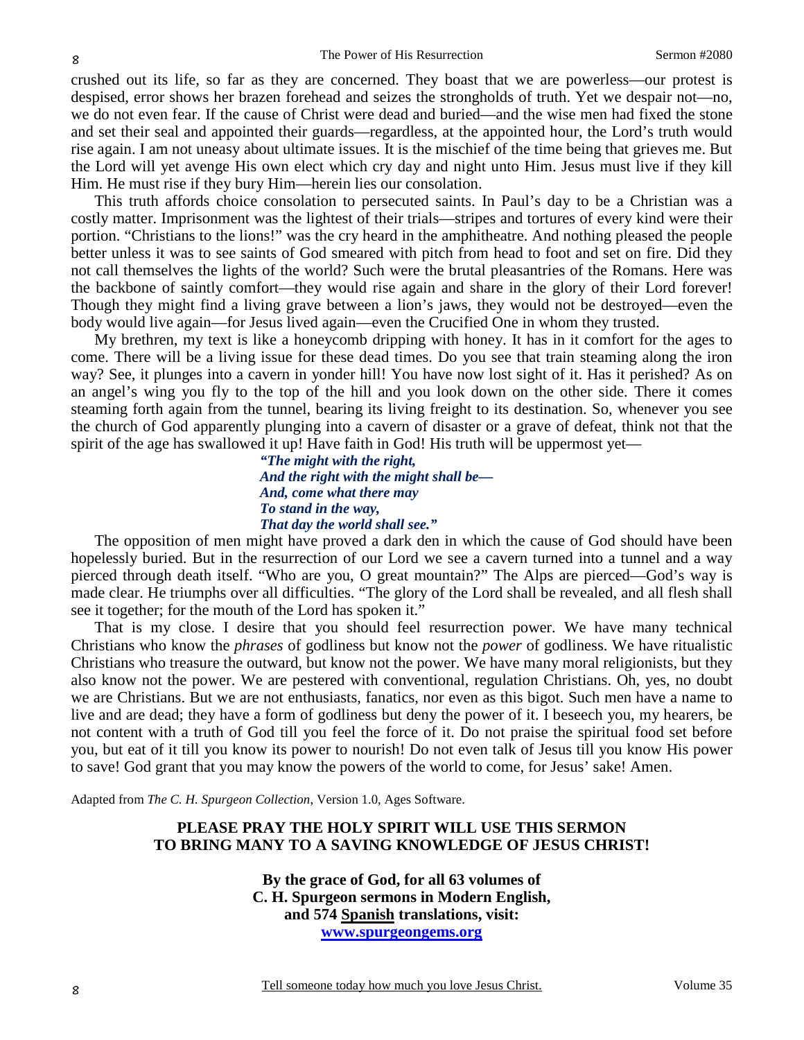crushed out its life, so far as they are concerned. They boast that we are powerless—our protest is despised, error shows her brazen forehead and seizes the strongholds of truth. Yet we despair not—no, we do not even fear. If the cause of Christ were dead and buried—and the wise men had fixed the stone and set their seal and appointed their guards—regardless, at the appointed hour, the Lord's truth would rise again. I am not uneasy about ultimate issues. It is the mischief of the time being that grieves me. But the Lord will yet avenge His own elect which cry day and night unto Him. Jesus must live if they kill Him. He must rise if they bury Him—herein lies our consolation.

This truth affords choice consolation to persecuted saints. In Paul's day to be a Christian was a costly matter. Imprisonment was the lightest of their trials—stripes and tortures of every kind were their portion. "Christians to the lions!" was the cry heard in the amphitheatre. And nothing pleased the people better unless it was to see saints of God smeared with pitch from head to foot and set on fire. Did they not call themselves the lights of the world? Such were the brutal pleasantries of the Romans. Here was the backbone of saintly comfort—they would rise again and share in the glory of their Lord forever! Though they might find a living grave between a lion's jaws, they would not be destroyed—even the body would live again—for Jesus lived again—even the Crucified One in whom they trusted.

My brethren, my text is like a honeycomb dripping with honey. It has in it comfort for the ages to come. There will be a living issue for these dead times. Do you see that train steaming along the iron way? See, it plunges into a cavern in yonder hill! You have now lost sight of it. Has it perished? As on an angel's wing you fly to the top of the hill and you look down on the other side. There it comes steaming forth again from the tunnel, bearing its living freight to its destination. So, whenever you see the church of God apparently plunging into a cavern of disaster or a grave of defeat, think not that the spirit of the age has swallowed it up! Have faith in God! His truth will be uppermost yet—

> ***"The might with the right,***
> ***And the right with the might shall be—***
> ***And, come what there may***
> ***To stand in the way,***
> ***That day the world shall see."***

The opposition of men might have proved a dark den in which the cause of God should have been hopelessly buried. But in the resurrection of our Lord we see a cavern turned into a tunnel and a way pierced through death itself. "Who are you, O great mountain?" The Alps are pierced—God's way is made clear. He triumphs over all difficulties. "The glory of the Lord shall be revealed, and all flesh shall see it together; for the mouth of the Lord has spoken it."

That is my close. I desire that you should feel resurrection power. We have many technical Christians who know the *phrases* of godliness but know not the *power* of godliness. We have ritualistic Christians who treasure the outward, but know not the power. We have many moral religionists, but they also know not the power. We are pestered with conventional, regulation Christians. Oh, yes, no doubt we are Christians. But we are not enthusiasts, fanatics, nor even as this bigot. Such men have a name to live and are dead; they have a form of godliness but deny the power of it. I beseech you, my hearers, be not content with a truth of God till you feel the force of it. Do not praise the spiritual food set before you, but eat of it till you know its power to nourish! Do not even talk of Jesus till you know His power to save! God grant that you may know the powers of the world to come, for Jesus' sake! Amen.

Adapted from *The C. H. Spurgeon Collection*, Version 1.0, Ages Software.

**PLEASE PRAY THE HOLY SPIRIT WILL USE THIS SERMON TO BRING MANY TO A SAVING KNOWLEDGE OF JESUS CHRIST!**

**By the grace of God, for all 63 volumes of C. H. Spurgeon sermons in Modern English, and 574 Spanish translations, visit: www.spurgeongems.org**

Tell someone today how much you love Jesus Christ.